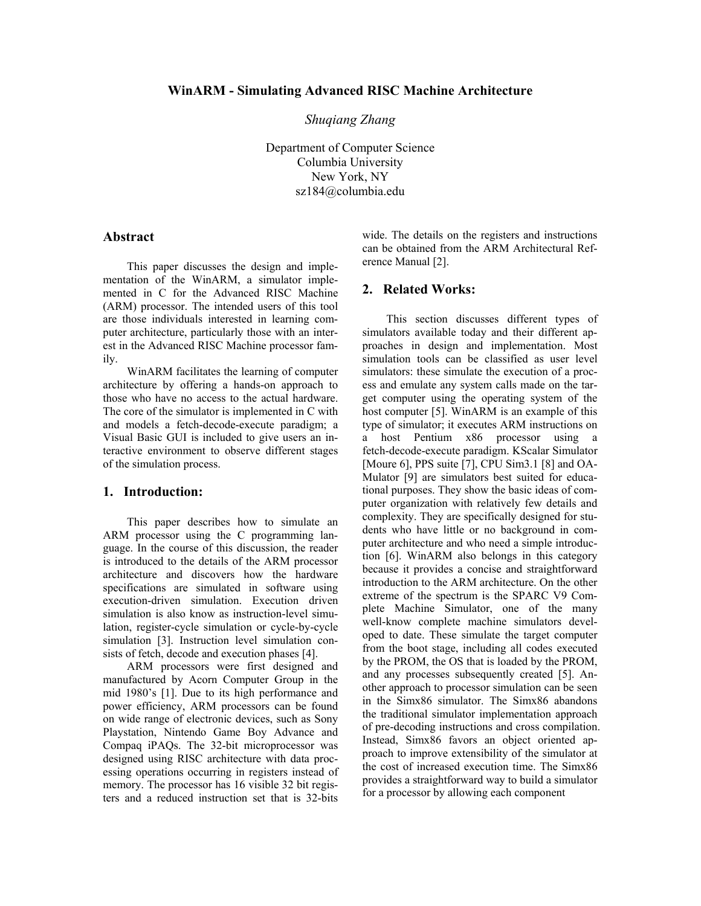# WinARM - Simulating Advanced RISC Machine Architecture

*Shuqiang Zhang*

Department of Computer Science
Columbia University
New York, NY
sz184@columbia.edu

## Abstract

This paper discusses the design and implementation of the WinARM, a simulator implemented in C for the Advanced RISC Machine (ARM) processor. The intended users of this tool are those individuals interested in learning computer architecture, particularly those with an interest in the Advanced RISC Machine processor family.

WinARM facilitates the learning of computer architecture by offering a hands-on approach to those who have no access to the actual hardware. The core of the simulator is implemented in C with and models a fetch-decode-execute paradigm; a Visual Basic GUI is included to give users an interactive environment to observe different stages of the simulation process.

## 1. Introduction:

This paper describes how to simulate an ARM processor using the C programming language. In the course of this discussion, the reader is introduced to the details of the ARM processor architecture and discovers how the hardware specifications are simulated in software using execution-driven simulation. Execution driven simulation is also know as instruction-level simulation, register-cycle simulation or cycle-by-cycle simulation [3]. Instruction level simulation consists of fetch, decode and execution phases [4].

ARM processors were first designed and manufactured by Acorn Computer Group in the mid 1980's [1]. Due to its high performance and power efficiency, ARM processors can be found on wide range of electronic devices, such as Sony Playstation, Nintendo Game Boy Advance and Compaq iPAQs. The 32-bit microprocessor was designed using RISC architecture with data processing operations occurring in registers instead of memory. The processor has 16 visible 32 bit registers and a reduced instruction set that is 32-bits wide. The details on the registers and instructions can be obtained from the ARM Architectural Reference Manual [2].

## 2. Related Works:

This section discusses different types of simulators available today and their different approaches in design and implementation. Most simulation tools can be classified as user level simulators: these simulate the execution of a process and emulate any system calls made on the target computer using the operating system of the host computer [5]. WinARM is an example of this type of simulator; it executes ARM instructions on a host Pentium x86 processor using a fetch-decode-execute paradigm. KScalar Simulator [Moure 6], PPS suite [7], CPU Sim3.1 [8] and OA-Mulator [9] are simulators best suited for educational purposes. They show the basic ideas of computer organization with relatively few details and complexity. They are specifically designed for students who have little or no background in computer architecture and who need a simple introduction [6]. WinARM also belongs in this category because it provides a concise and straightforward introduction to the ARM architecture. On the other extreme of the spectrum is the SPARC V9 Complete Machine Simulator, one of the many well-know complete machine simulators developed to date. These simulate the target computer from the boot stage, including all codes executed by the PROM, the OS that is loaded by the PROM, and any processes subsequently created [5]. Another approach to processor simulation can be seen in the Simx86 simulator. The Simx86 abandons the traditional simulator implementation approach of pre-decoding instructions and cross compilation. Instead, Simx86 favors an object oriented approach to improve extensibility of the simulator at the cost of increased execution time. The Simx86 provides a straightforward way to build a simulator for a processor by allowing each component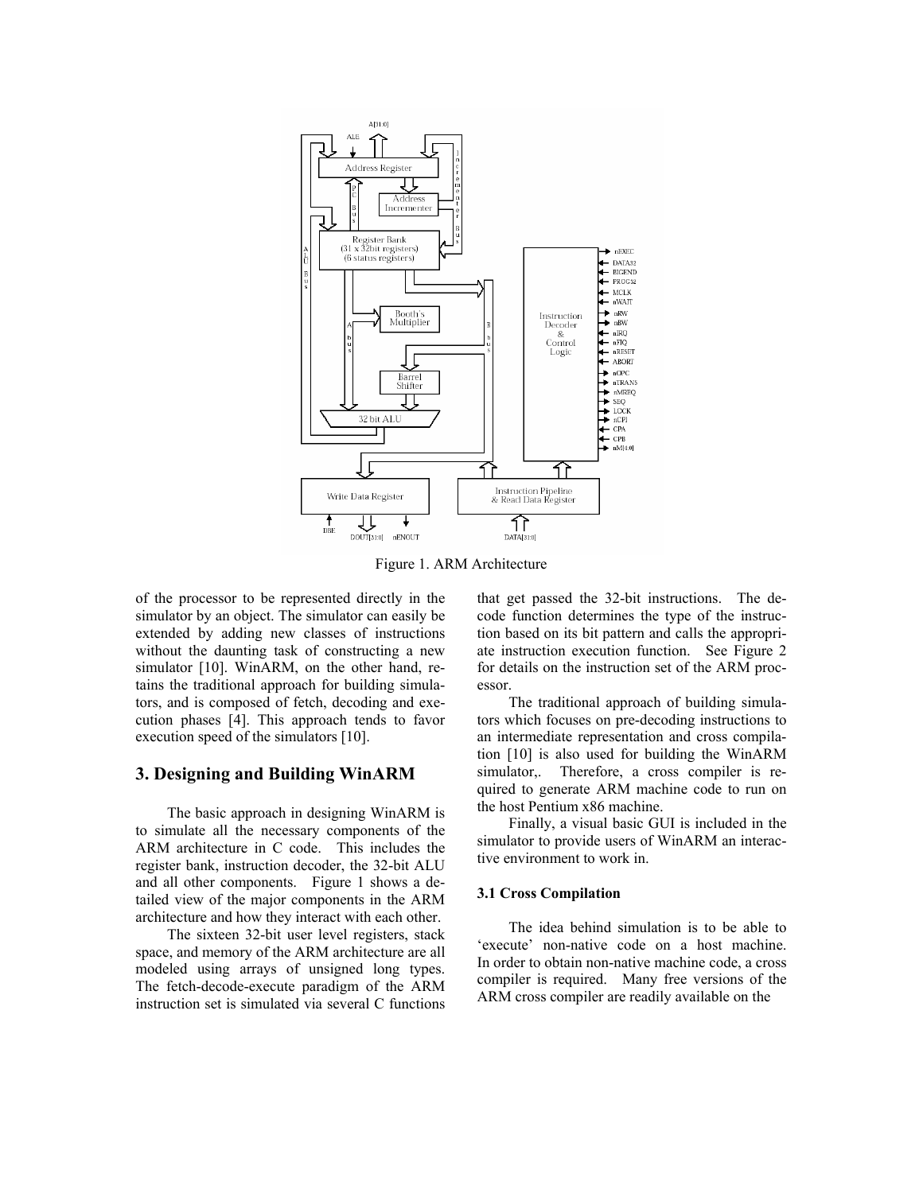Figure 1. ARM Architecture

of the processor to be represented directly in the simulator by an object. The simulator can easily be extended by adding new classes of instructions without the daunting task of constructing a new simulator [10]. WinARM, on the other hand, retains the traditional approach for building simulators, and is composed of fetch, decoding and execution phases [4]. This approach tends to favor execution speed of the simulators [10].

## 3. Designing and Building WinARM

The basic approach in designing WinARM is to simulate all the necessary components of the ARM architecture in C code. This includes the register bank, instruction decoder, the 32-bit ALU and all other components. Figure 1 shows a detailed view of the major components in the ARM architecture and how they interact with each other.

The sixteen 32-bit user level registers, stack space, and memory of the ARM architecture are all modeled using arrays of unsigned long types. The fetch-decode-execute paradigm of the ARM instruction set is simulated via several C functions that get passed the 32-bit instructions. The decode function determines the type of the instruction based on its bit pattern and calls the appropriate instruction execution function. See Figure 2 for details on the instruction set of the ARM processor.

The traditional approach of building simulators which focuses on pre-decoding instructions to an intermediate representation and cross compilation [10] is also used for building the WinARM simulator,. Therefore, a cross compiler is required to generate ARM machine code to run on the host Pentium x86 machine.

Finally, a visual basic GUI is included in the simulator to provide users of WinARM an interactive environment to work in.

### 3.1 Cross Compilation

The idea behind simulation is to be able to 'execute' non-native code on a host machine. In order to obtain non-native machine code, a cross compiler is required. Many free versions of the ARM cross compiler are readily available on the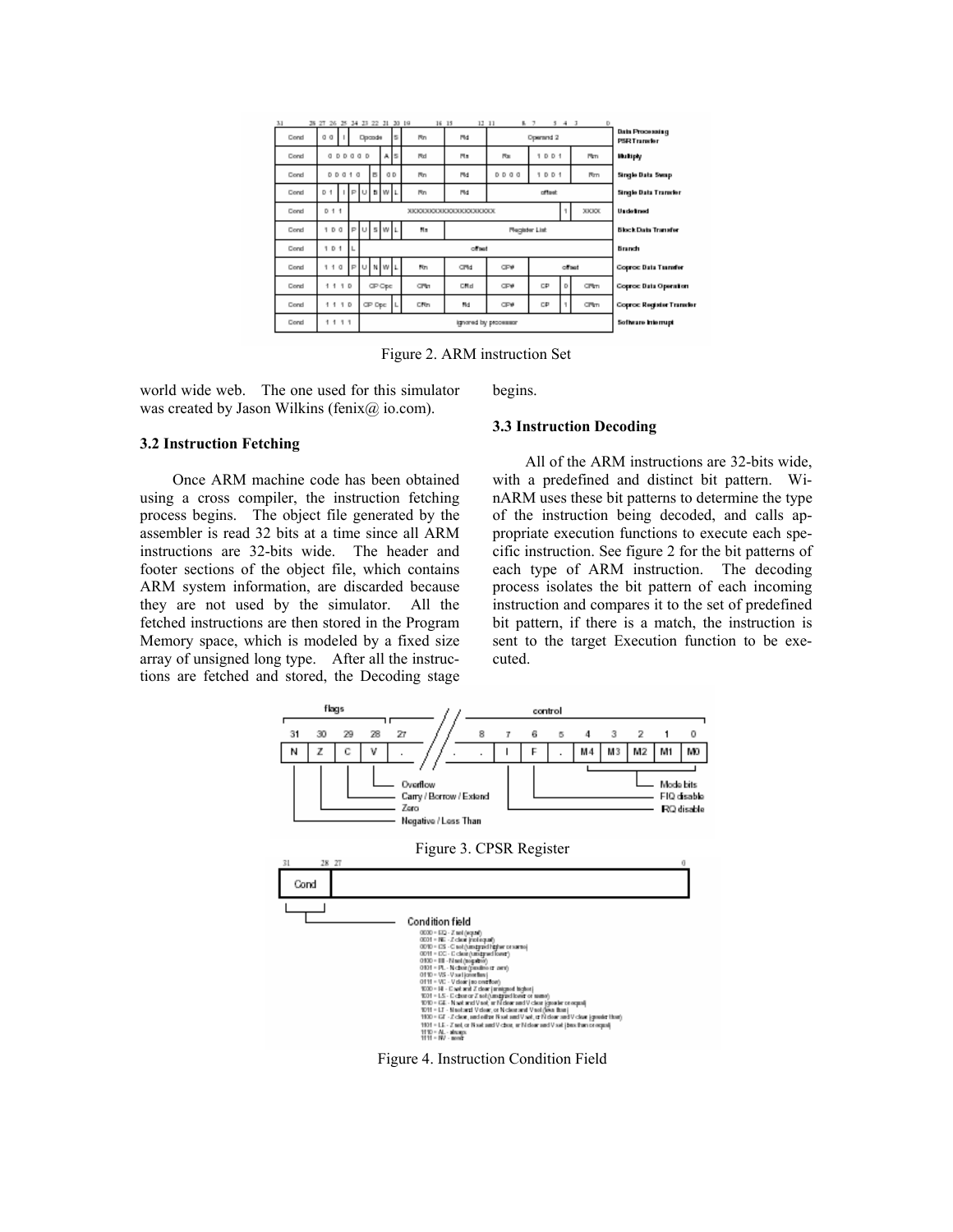Figure 2. ARM instruction Set

world wide web. The one used for this simulator was created by Jason Wilkins (fenix@ io.com).

### 3.2 Instruction Fetching

Once ARM machine code has been obtained using a cross compiler, the instruction fetching process begins. The object file generated by the assembler is read 32 bits at a time since all ARM instructions are 32-bits wide. The header and footer sections of the object file, which contains ARM system information, are discarded because they are not used by the simulator. All the fetched instructions are then stored in the Program Memory space, which is modeled by a fixed size array of unsigned long type. After all the instructions are fetched and stored, the Decoding stage begins.

### 3.3 Instruction Decoding

All of the ARM instructions are 32-bits wide, with a predefined and distinct bit pattern. WinARM uses these bit patterns to determine the type of the instruction being decoded, and calls appropriate execution functions to execute each specific instruction. See figure 2 for the bit patterns of each type of ARM instruction. The decoding process isolates the bit pattern of each incoming instruction and compares it to the set of predefined bit pattern, if there is a match, the instruction is sent to the target Execution function to be executed.

Figure 3. CPSR Register

Figure 4. Instruction Condition Field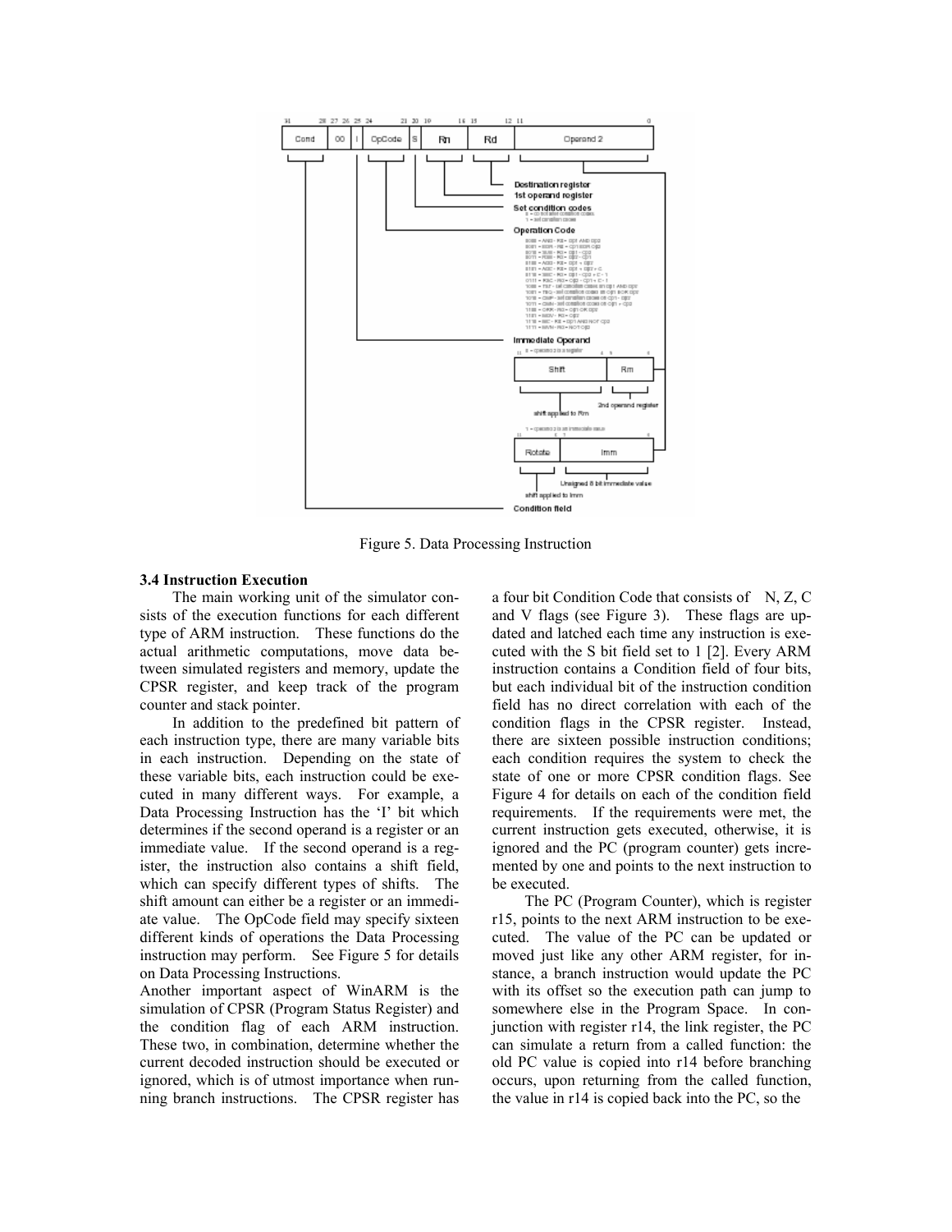Figure 5. Data Processing Instruction

### 3.4 Instruction Execution

The main working unit of the simulator consists of the execution functions for each different type of ARM instruction. These functions do the actual arithmetic computations, move data between simulated registers and memory, update the CPSR register, and keep track of the program counter and stack pointer.

In addition to the predefined bit pattern of each instruction type, there are many variable bits in each instruction. Depending on the state of these variable bits, each instruction could be executed in many different ways. For example, a Data Processing Instruction has the 'I' bit which determines if the second operand is a register or an immediate value. If the second operand is a register, the instruction also contains a shift field, which can specify different types of shifts. The shift amount can either be a register or an immediate value. The OpCode field may specify sixteen different kinds of operations the Data Processing instruction may perform. See Figure 5 for details on Data Processing Instructions.

Another important aspect of WinARM is the simulation of CPSR (Program Status Register) and the condition flag of each ARM instruction. These two, in combination, determine whether the current decoded instruction should be executed or ignored, which is of utmost importance when running branch instructions. The CPSR register has a four bit Condition Code that consists of N, Z, C and V flags (see Figure 3). These flags are updated and latched each time any instruction is executed with the S bit field set to 1 [2]. Every ARM instruction contains a Condition field of four bits, but each individual bit of the instruction condition field has no direct correlation with each of the condition flags in the CPSR register. Instead, there are sixteen possible instruction conditions; each condition requires the system to check the state of one or more CPSR condition flags. See Figure 4 for details on each of the condition field requirements. If the requirements were met, the current instruction gets executed, otherwise, it is ignored and the PC (program counter) gets incremented by one and points to the next instruction to be executed.

The PC (Program Counter), which is register r15, points to the next ARM instruction to be executed. The value of the PC can be updated or moved just like any other ARM register, for instance, a branch instruction would update the PC with its offset so the execution path can jump to somewhere else in the Program Space. In conjunction with register r14, the link register, the PC can simulate a return from a called function: the old PC value is copied into r14 before branching occurs, upon returning from the called function, the value in r14 is copied back into the PC, so the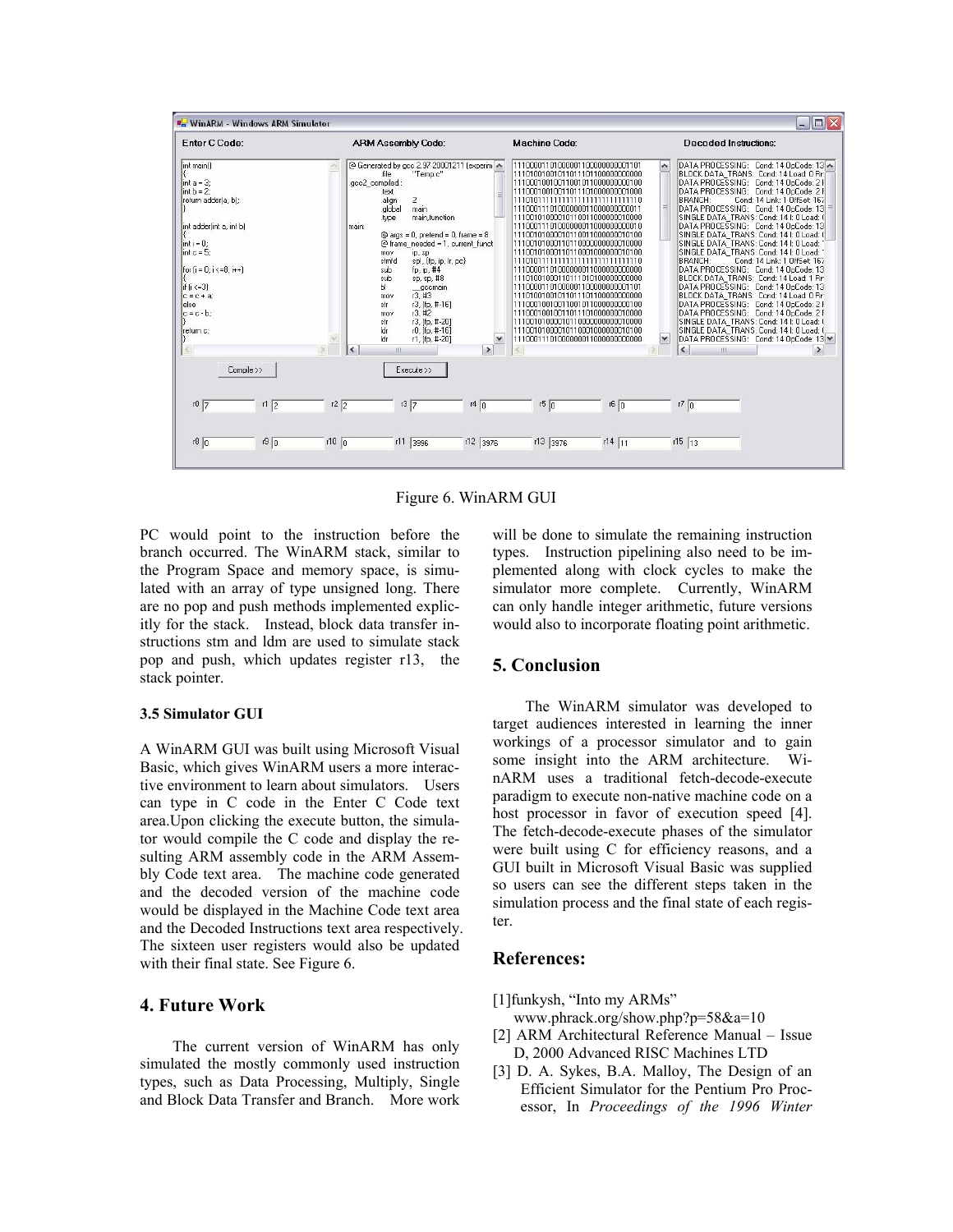Figure 6. WinARM GUI

PC would point to the instruction before the branch occurred. The WinARM stack, similar to the Program Space and memory space, is simulated with an array of type unsigned long. There are no pop and push methods implemented explicitly for the stack. Instead, block data transfer instructions stm and ldm are used to simulate stack pop and push, which updates register r13, the stack pointer.

### 3.5 Simulator GUI

A WinARM GUI was built using Microsoft Visual Basic, which gives WinARM users a more interactive environment to learn about simulators. Users can type in C code in the Enter C Code text area.Upon clicking the execute button, the simulator would compile the C code and display the resulting ARM assembly code in the ARM Assembly Code text area. The machine code generated and the decoded version of the machine code would be displayed in the Machine Code text area and the Decoded Instructions text area respectively. The sixteen user registers would also be updated with their final state. See Figure 6.

## 4. Future Work

The current version of WinARM has only simulated the mostly commonly used instruction types, such as Data Processing, Multiply, Single and Block Data Transfer and Branch. More work will be done to simulate the remaining instruction types. Instruction pipelining also need to be implemented along with clock cycles to make the simulator more complete. Currently, WinARM can only handle integer arithmetic, future versions would also to incorporate floating point arithmetic.

## 5. Conclusion

The WinARM simulator was developed to target audiences interested in learning the inner workings of a processor simulator and to gain some insight into the ARM architecture. WinARM uses a traditional fetch-decode-execute paradigm to execute non-native machine code on a host processor in favor of execution speed [4]. The fetch-decode-execute phases of the simulator were built using C for efficiency reasons, and a GUI built in Microsoft Visual Basic was supplied so users can see the different steps taken in the simulation process and the final state of each register.

## References:

[1]funkysh, "Into my ARMs" www.phrack.org/show.php?p=58&a=10

[2] ARM Architectural Reference Manual – Issue D, 2000 Advanced RISC Machines LTD

[3] D. A. Sykes, B.A. Malloy, The Design of an Efficient Simulator for the Pentium Pro Processor, In *Proceedings of the 1996 Winter*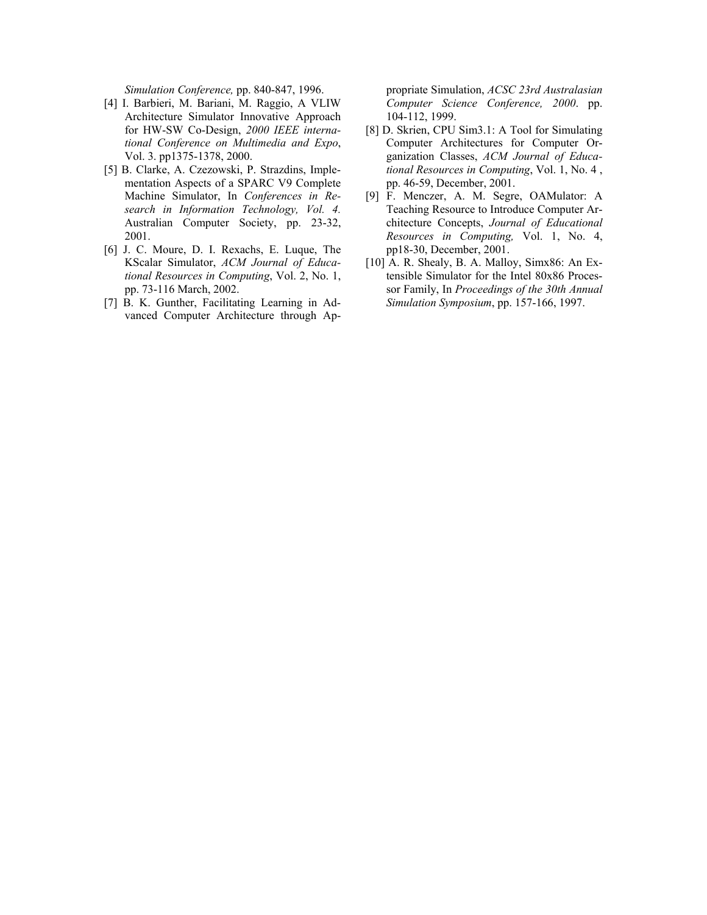*Simulation Conference,* pp. 840-847, 1996.

[4] I. Barbieri, M. Bariani, M. Raggio, A VLIW Architecture Simulator Innovative Approach for HW-SW Co-Design, *2000 IEEE international Conference on Multimedia and Expo*, Vol. 3. pp1375-1378, 2000.

[5] B. Clarke, A. Czezowski, P. Strazdins, Implementation Aspects of a SPARC V9 Complete Machine Simulator, In *Conferences in Research in Information Technology, Vol. 4.* Australian Computer Society, pp. 23-32, 2001.

[6] J. C. Moure, D. I. Rexachs, E. Luque, The KScalar Simulator, *ACM Journal of Educational Resources in Computing*, Vol. 2, No. 1, pp. 73-116 March, 2002.

[7] B. K. Gunther, Facilitating Learning in Advanced Computer Architecture through Appropriate Simulation, *ACSC 23rd Australasian Computer Science Conference, 2000*. pp. 104-112, 1999.

[8] D. Skrien, CPU Sim3.1: A Tool for Simulating Computer Architectures for Computer Organization Classes, *ACM Journal of Educational Resources in Computing*, Vol. 1, No. 4 , pp. 46-59, December, 2001.

[9] F. Menczer, A. M. Segre, OAMulator: A Teaching Resource to Introduce Computer Architecture Concepts, *Journal of Educational Resources in Computing,* Vol. 1, No. 4, pp18-30, December, 2001.

[10] A. R. Shealy, B. A. Malloy, Simx86: An Extensible Simulator for the Intel 80x86 Processor Family, In *Proceedings of the 30th Annual Simulation Symposium*, pp. 157-166, 1997.